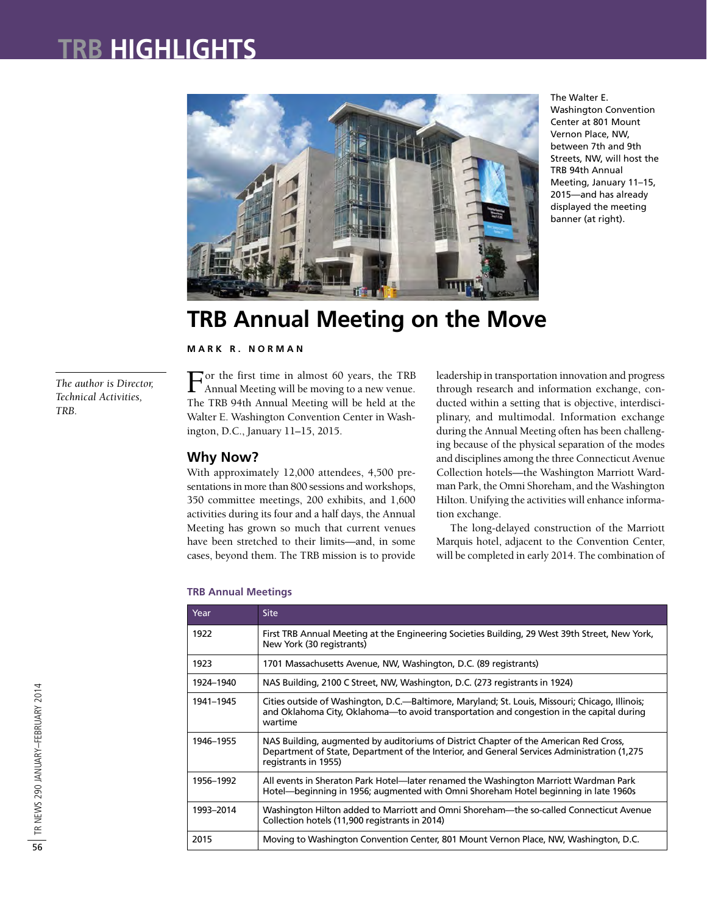The Walter E. Washington Convention Center at 801 Mount Vernon Place, NW, between 7th and 9th Streets, NW, will host the TRB 94th Annual Meeting, January 11–15, 2015—and has already displayed the meeting banner (at right).

# TRB Annual Meeting on the Move

**MARK R. NORMAN**

*The author is Director, Technical Activities, TRB.*

For the first time in almost 60 years, the TRB Annual Meeting will be moving to a new venue. The TRB 94th Annual Meeting will be held at the Walter E. Washington Convention Center in Washington, D.C., January 11–15, 2015.

## Why Now?

With approximately 12,000 attendees, 4,500 presentations in more than 800 sessions and workshops, 350 committee meetings, 200 exhibits, and 1,600 activities during its four and a half days, the Annual Meeting has grown so much that current venues have been stretched to their limits—and, in some cases, beyond them. The TRB mission is to provide leadership in transportation innovation and progress through research and information exchange, conducted within a setting that is objective, interdisciplinary, and multimodal. Information exchange during the Annual Meeting often has been challenging because of the physical separation of the modes and disciplines among the three Connecticut Avenue Collection hotels—the Washington Marriott Wardman Park, the Omni Shoreham, and the Washington Hilton. Unifying the activities will enhance information exchange.

The long-delayed construction of the Marriott Marquis hotel, adjacent to the Convention Center, will be completed in early 2014. The combination of

**TRB Annual Meetings**

| Year | Site |
|---|---|
| 1922 | First TRB Annual Meeting at the Engineering Societies Building, 29 West 39th Street, New York, New York (30 registrants) |
| 1923 | 1701 Massachusetts Avenue, NW, Washington, D.C. (89 registrants) |
| 1924–1940 | NAS Building, 2100 C Street, NW, Washington, D.C. (273 registrants in 1924) |
| 1941–1945 | Cities outside of Washington, D.C.—Baltimore, Maryland; St. Louis, Missouri; Chicago, Illinois; and Oklahoma City, Oklahoma—to avoid transportation and congestion in the capital during wartime |
| 1946–1955 | NAS Building, augmented by auditoriums of District Chapter of the American Red Cross, Department of State, Department of the Interior, and General Services Administration (1,275 registrants in 1955) |
| 1956–1992 | All events in Sheraton Park Hotel—later renamed the Washington Marriott Wardman Park Hotel—beginning in 1956; augmented with Omni Shoreham Hotel beginning in late 1960s |
| 1993–2014 | Washington Hilton added to Marriott and Omni Shoreham—the so-called Connecticut Avenue Collection hotels (11,900 registrants in 2014) |
| 2015 | Moving to Washington Convention Center, 801 Mount Vernon Place, NW, Washington, D.C. |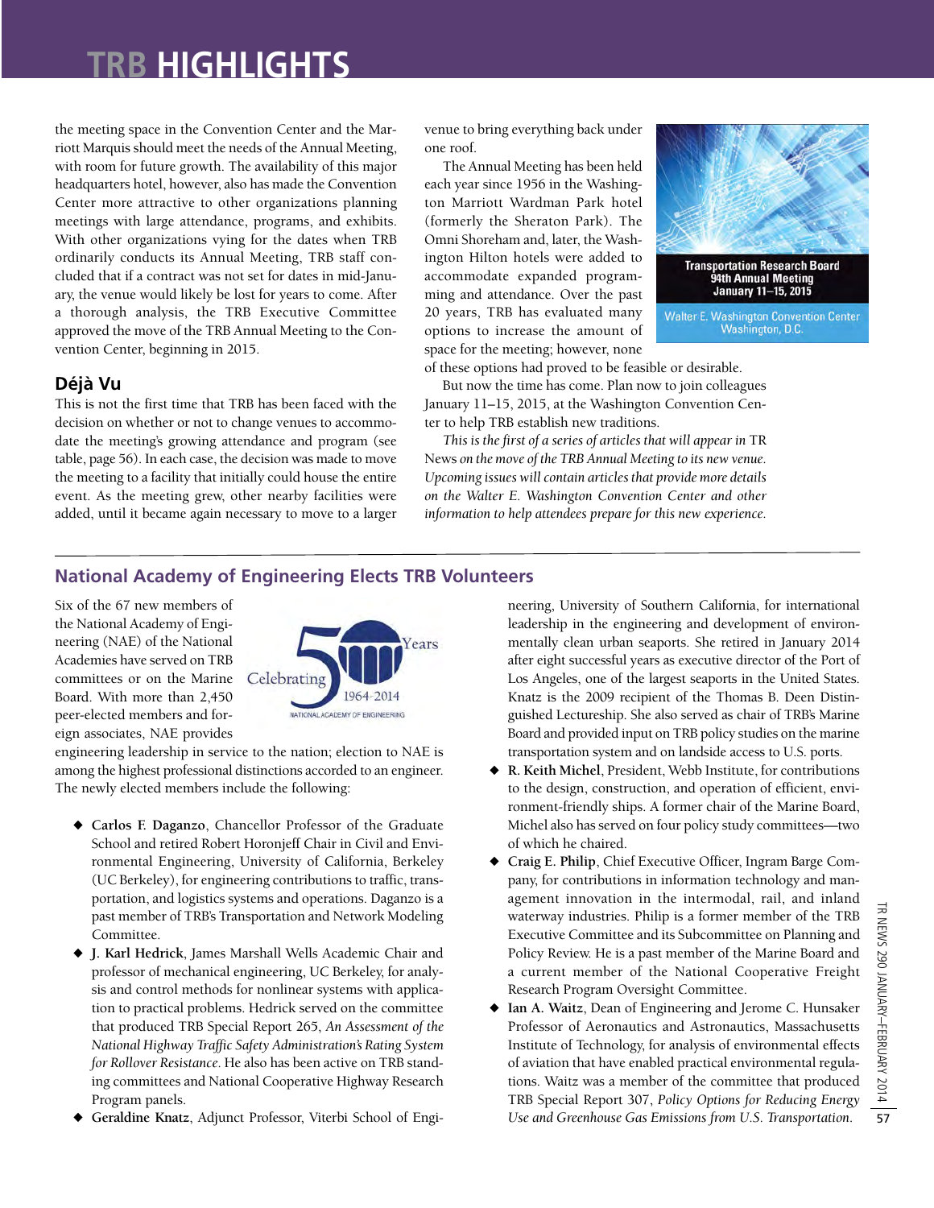the meeting space in the Convention Center and the Marriott Marquis should meet the needs of the Annual Meeting, with room for future growth. The availability of this major headquarters hotel, however, also has made the Convention Center more attractive to other organizations planning meetings with large attendance, programs, and exhibits. With other organizations vying for the dates when TRB ordinarily conducts its Annual Meeting, TRB staff concluded that if a contract was not set for dates in mid-January, the venue would likely be lost for years to come. After a thorough analysis, the TRB Executive Committee approved the move of the TRB Annual Meeting to the Convention Center, beginning in 2015.

## Déjà Vu

This is not the first time that TRB has been faced with the decision on whether or not to change venues to accommodate the meeting's growing attendance and program (see table, page 56). In each case, the decision was made to move the meeting to a facility that initially could house the entire event. As the meeting grew, other nearby facilities were added, until it became again necessary to move to a larger venue to bring everything back under one roof.

The Annual Meeting has been held each year since 1956 in the Washington Marriott Wardman Park hotel (formerly the Sheraton Park). The Omni Shoreham and, later, the Washington Hilton hotels were added to accommodate expanded programming and attendance. Over the past 20 years, TRB has evaluated many options to increase the amount of space for the meeting; however, none of these options had proved to be feasible or desirable.

Transportation Research Board
94th Annual Meeting
January 11–15, 2015
Walter E. Washington Convention Center
Washington, D.C.

But now the time has come. Plan now to join colleagues January 11–15, 2015, at the Washington Convention Center to help TRB establish new traditions.

*This is the first of a series of articles that will appear in* TR News *on the move of the TRB Annual Meeting to its new venue. Upcoming issues will contain articles that provide more details on the Walter E. Washington Convention Center and other information to help attendees prepare for this new experience.*

## National Academy of Engineering Elects TRB Volunteers

Six of the 67 new members of the National Academy of Engineering (NAE) of the National Academies have served on TRB committees or on the Marine Board. With more than 2,450 peer-elected members and foreign associates, NAE provides engineering leadership in service to the nation; election to NAE is among the highest professional distinctions accorded to an engineer. The newly elected members include the following:

Celebrating 50 Years 1964–2014
NATIONAL ACADEMY OF ENGINEERING

- **Carlos F. Daganzo**, Chancellor Professor of the Graduate School and retired Robert Horonjeff Chair in Civil and Environmental Engineering, University of California, Berkeley (UC Berkeley), for engineering contributions to traffic, transportation, and logistics systems and operations. Daganzo is a past member of TRB's Transportation and Network Modeling Committee.
- **J. Karl Hedrick**, James Marshall Wells Academic Chair and professor of mechanical engineering, UC Berkeley, for analysis and control methods for nonlinear systems with application to practical problems. Hedrick served on the committee that produced TRB Special Report 265, *An Assessment of the National Highway Traffic Safety Administration's Rating System for Rollover Resistance*. He also has been active on TRB standing committees and National Cooperative Highway Research Program panels.
- **Geraldine Knatz**, Adjunct Professor, Viterbi School of Engineering, University of Southern California, for international leadership in the engineering and development of environmentally clean urban seaports. She retired in January 2014 after eight successful years as executive director of the Port of Los Angeles, one of the largest seaports in the United States. Knatz is the 2009 recipient of the Thomas B. Deen Distinguished Lectureship. She also served as chair of TRB's Marine Board and provided input on TRB policy studies on the marine transportation system and on landside access to U.S. ports.
- **R. Keith Michel**, President, Webb Institute, for contributions to the design, construction, and operation of efficient, environment-friendly ships. A former chair of the Marine Board, Michel also has served on four policy study committees—two of which he chaired.
- **Craig E. Philip**, Chief Executive Officer, Ingram Barge Company, for contributions in information technology and management innovation in the intermodal, rail, and inland waterway industries. Philip is a former member of the TRB Executive Committee and its Subcommittee on Planning and Policy Review. He is a past member of the Marine Board and a current member of the National Cooperative Freight Research Program Oversight Committee.
- **Ian A. Waitz**, Dean of Engineering and Jerome C. Hunsaker Professor of Aeronautics and Astronautics, Massachusetts Institute of Technology, for analysis of environmental effects of aviation that have enabled practical environmental regulations. Waitz was a member of the committee that produced TRB Special Report 307, *Policy Options for Reducing Energy Use and Greenhouse Gas Emissions from U.S. Transportation*.